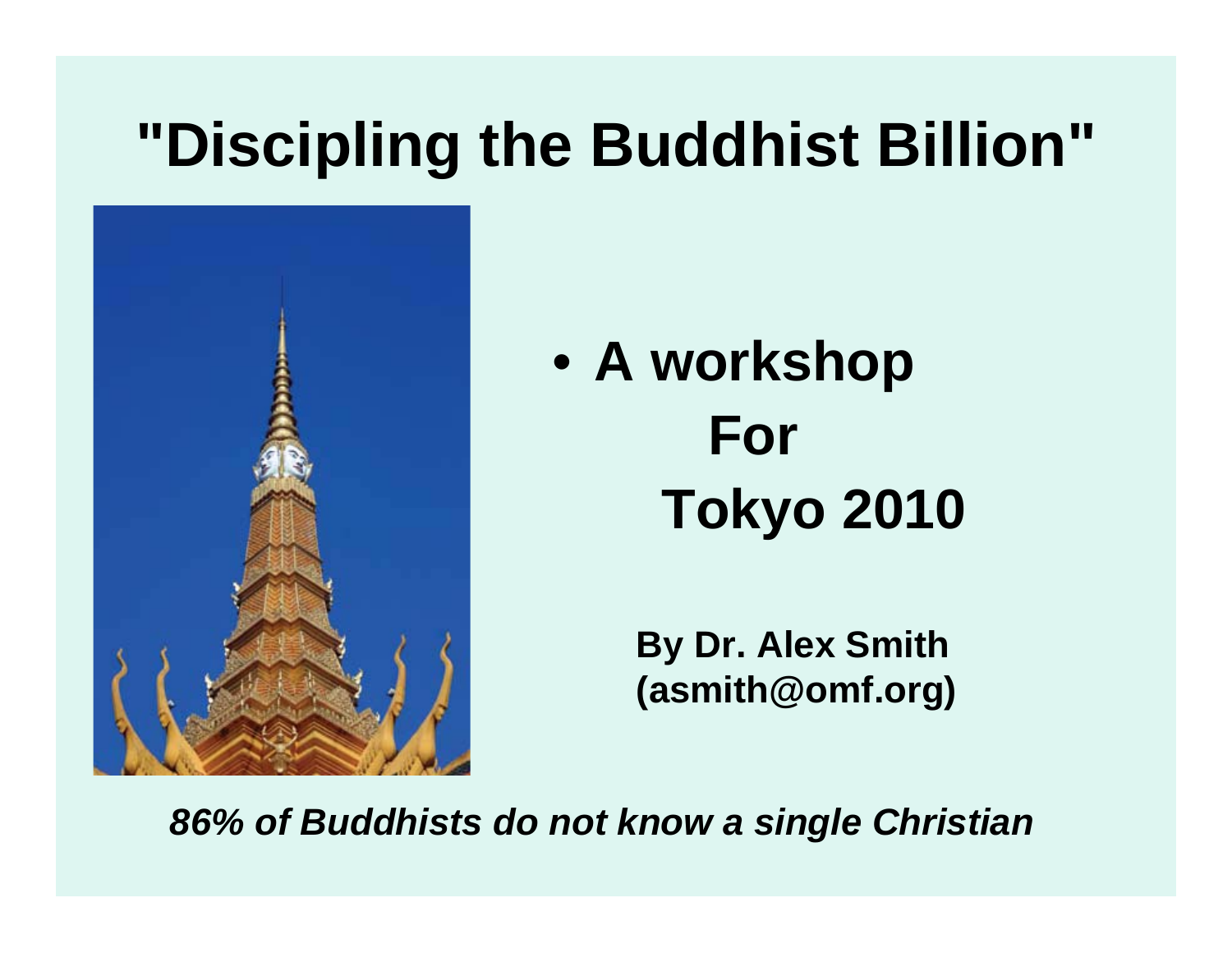# "Discipling the Buddhist Billion"

- **A workshop**
  **For**
  **Tokyo 2010**

**By Dr. Alex Smith**
**(asmith@omf.org)**

***86% of Buddhists do not know a single Christian***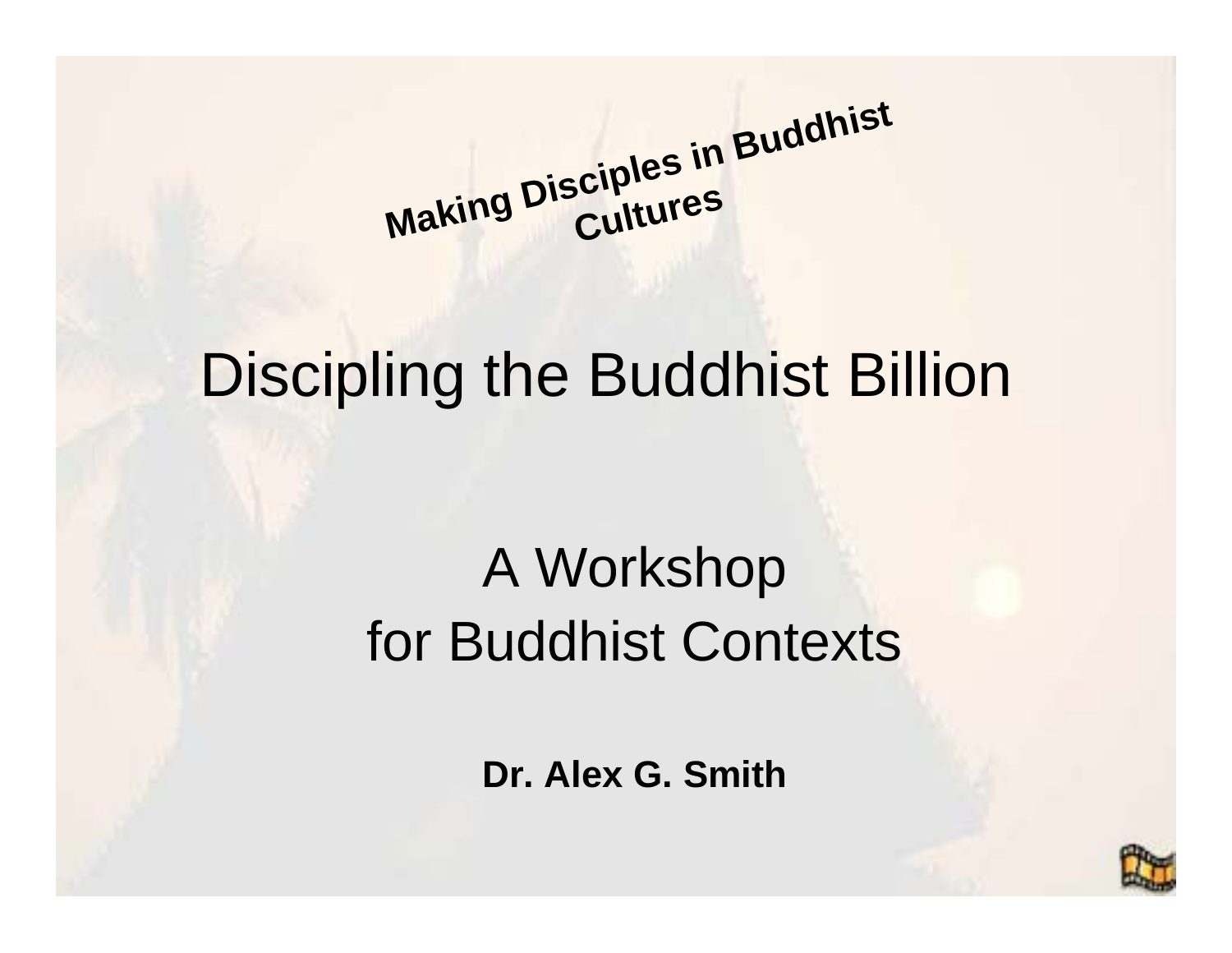**Making Disciples in Buddhist Cultures**

# Discipling the Buddhist Billion

## A Workshop for Buddhist Contexts

**Dr. Alex G. Smith**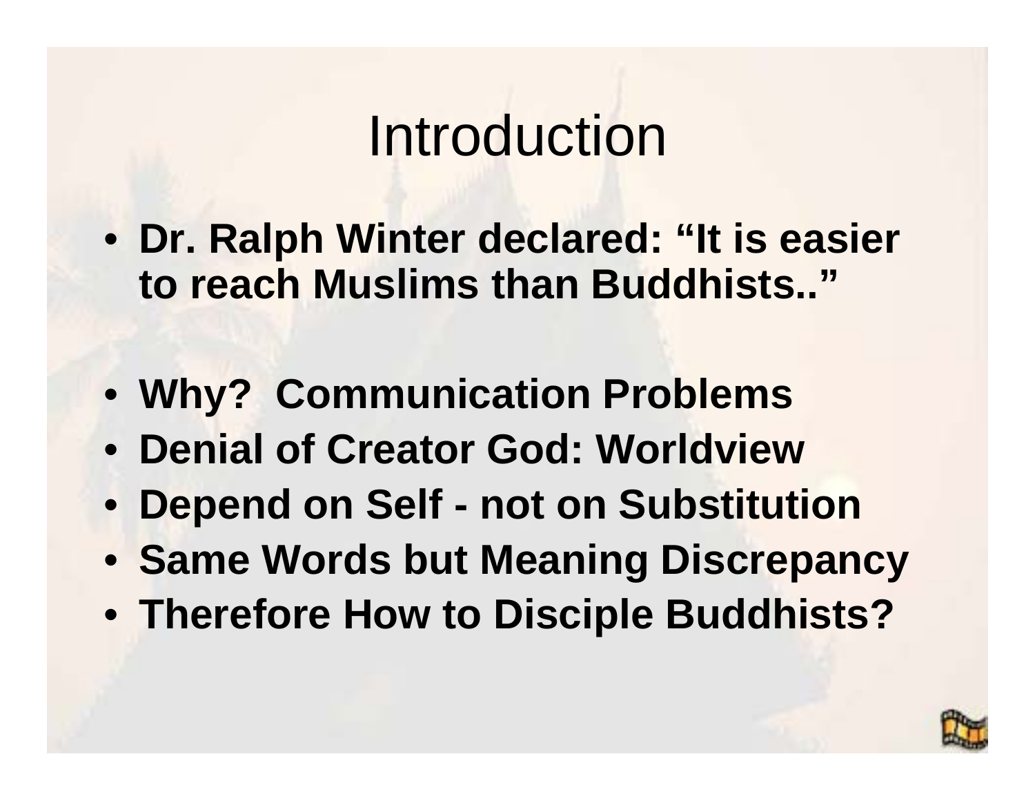# Introduction

- **Dr. Ralph Winter declared: "It is easier to reach Muslims than Buddhists.."**

- **Why?  Communication Problems**
- **Denial of Creator God: Worldview**
- **Depend on Self - not on Substitution**
- **Same Words but Meaning Discrepancy**
- **Therefore How to Disciple Buddhists?**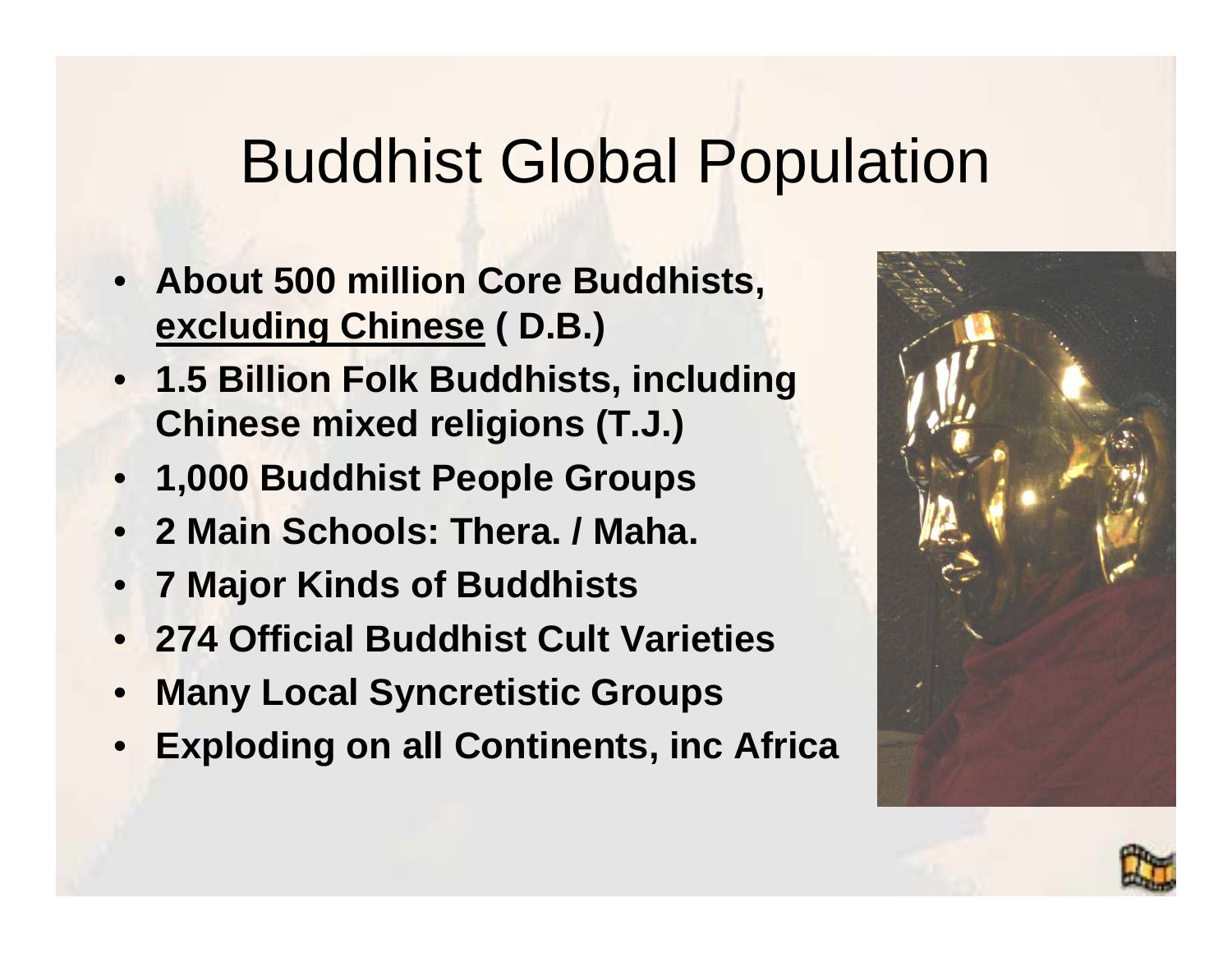# Buddhist Global Population

- **About 500 million Core Buddhists, <u>excluding Chinese</u> ( D.B.)**
- **1.5 Billion Folk Buddhists, including Chinese mixed religions (T.J.)**
- **1,000 Buddhist People Groups**
- **2 Main Schools: Thera. / Maha.**
- **7 Major Kinds of Buddhists**
- **274 Official Buddhist Cult Varieties**
- **Many Local Syncretistic Groups**
- **Exploding on all Continents, inc Africa**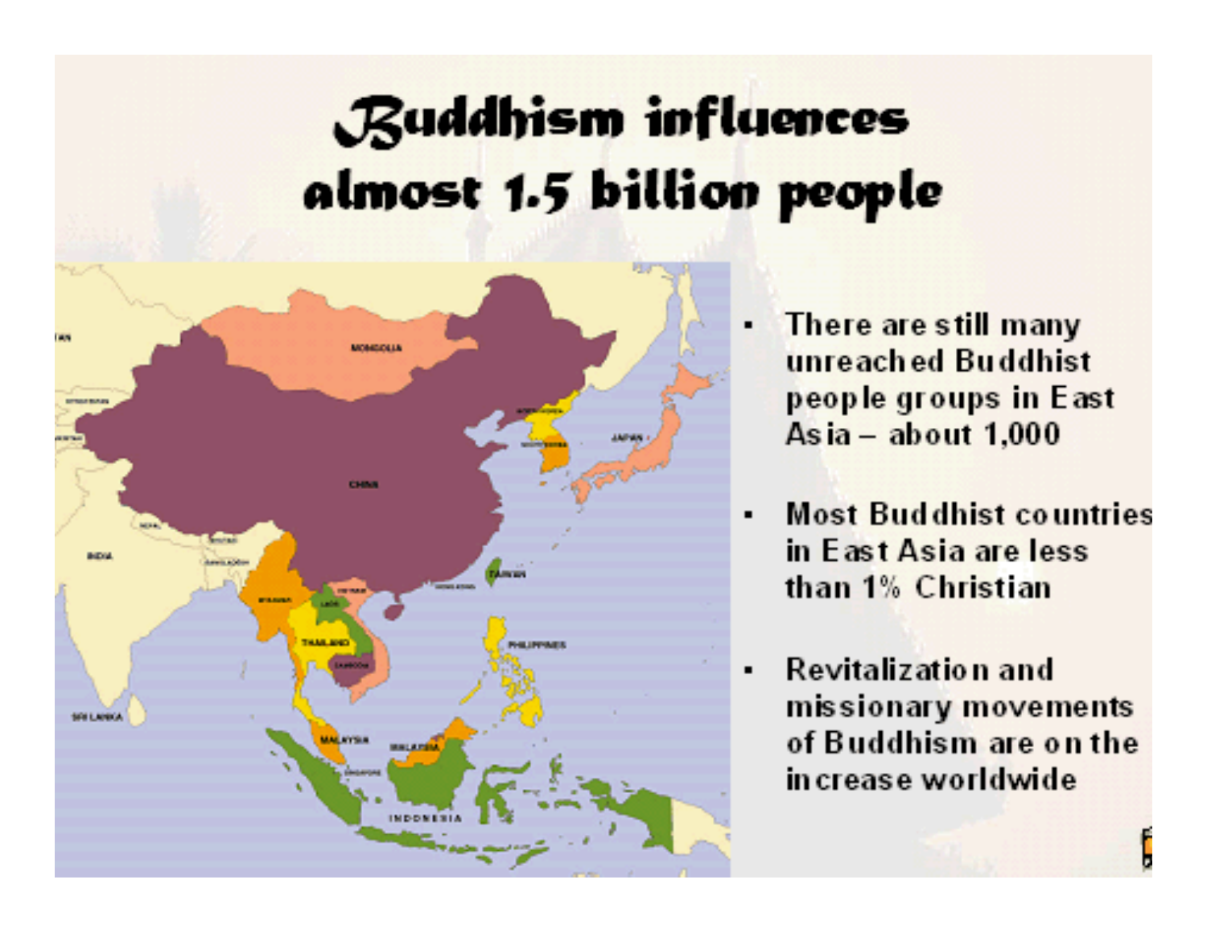# Buddhism influences almost 1.5 billion people

- There are still many unreached Buddhist people groups in East Asia – about 1,000
- Most Buddhist countries in East Asia are less than 1% Christian
- Revitalization and missionary movements of Buddhism are on the increase worldwide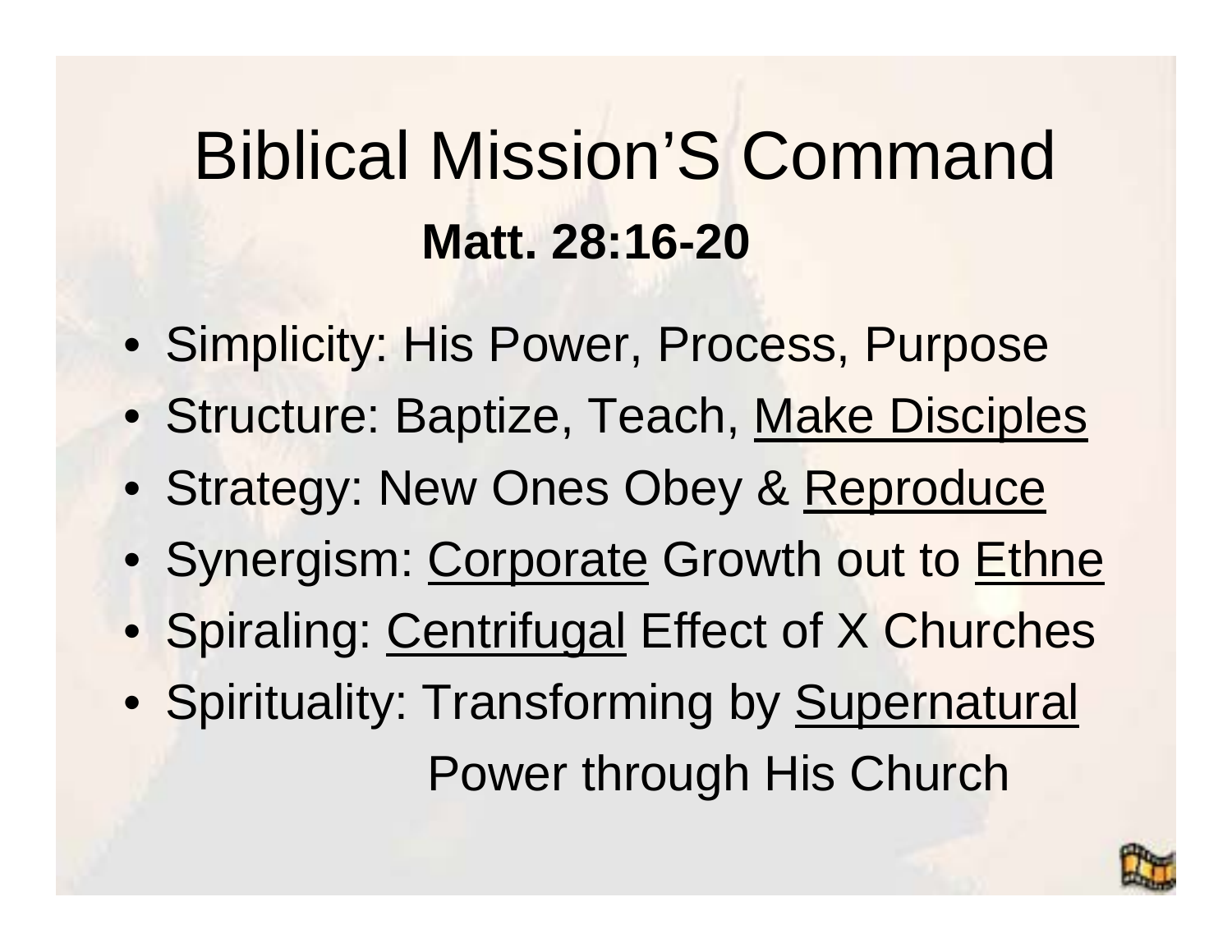# Biblical Mission’S Command

**Matt. 28:16-20**

- Simplicity: His Power, Process, Purpose
- Structure: Baptize, Teach, <u>Make Disciples</u>
- Strategy: New Ones Obey & <u>Reproduce</u>
- Synergism: <u>Corporate</u> Growth out to <u>Ethne</u>
- Spiraling: <u>Centrifugal</u> Effect of X Churches
- Spirituality: Transforming by <u>Supernatural</u> Power through His Church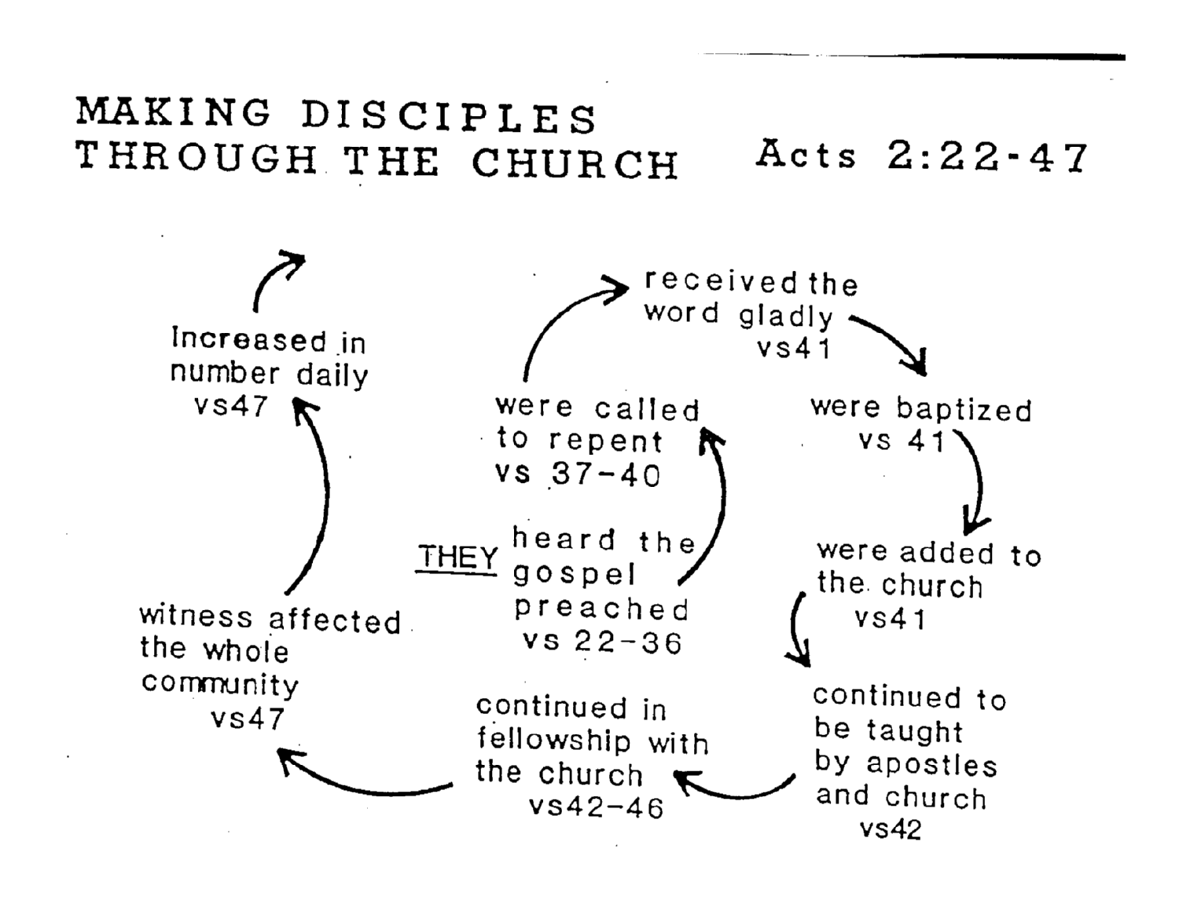# MAKING DISCIPLES THROUGH THE CHURCH

**Acts 2:22-47**

THEY

- heard the gospel preached vs 22-36
- were called to repent vs 37-40
- received the word gladly vs41
- were baptized vs 41
- were added to the church vs41
- continued to be taught by apostles and church vs42
- continued in fellowship with the church vs42-46
- witness affected the whole community vs47
- Increased in number daily vs47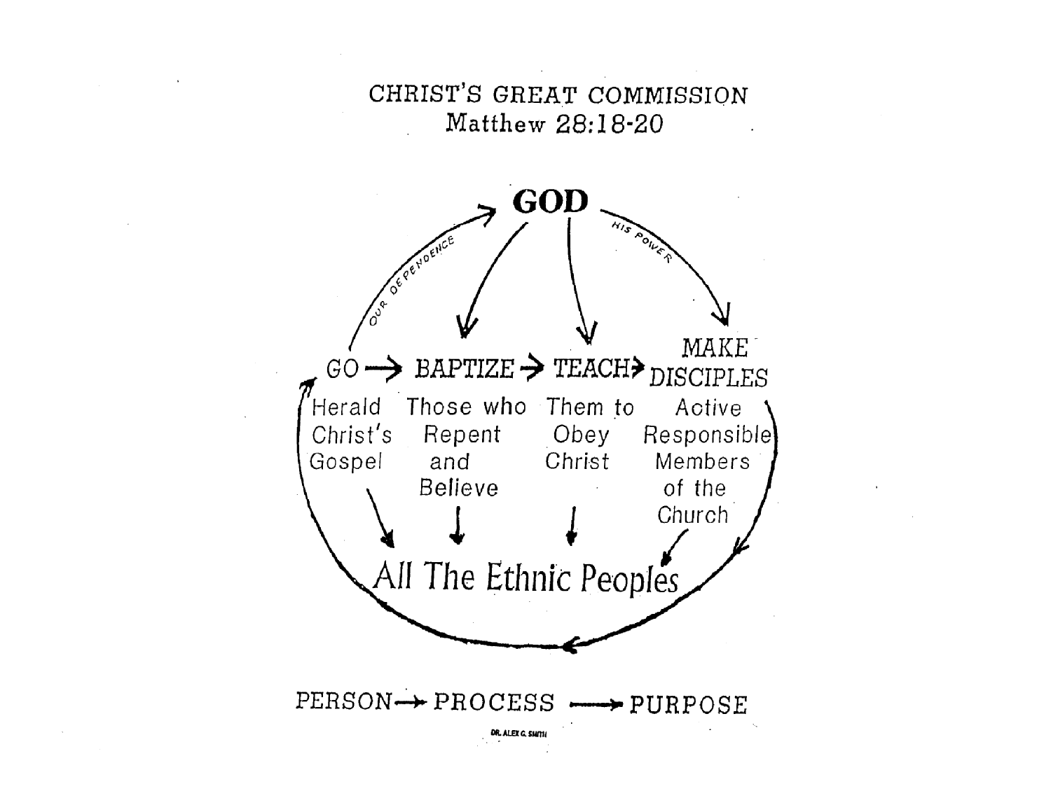# CHRIST'S GREAT COMMISSION
## Matthew 28:18-20

**GOD**

OUR DEPENDENCE

HIS POWER

GO → BAPTIZE → TEACH → MAKE DISCIPLES

| GO | BAPTIZE | TEACH | MAKE DISCIPLES |
|---|---|---|---|
| Herald Christ's Gospel | Those who Repent and Believe | Them to Obey Christ | Active Responsible Members of the Church |

All The Ethnic Peoples

PERSON → PROCESS → PURPOSE

DR. ALEX G. SMITH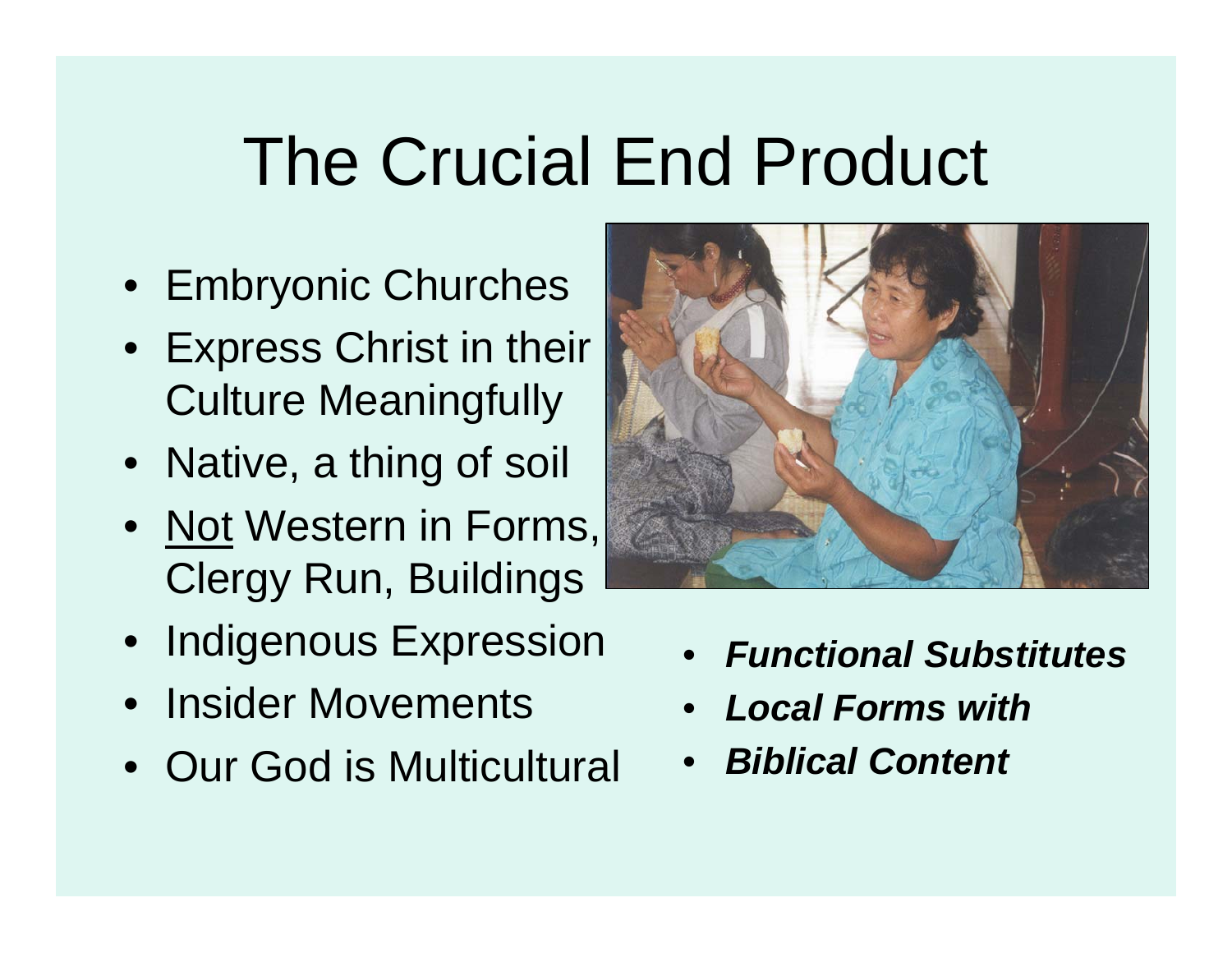# The Crucial End Product

- Embryonic Churches
- Express Christ in their Culture Meaningfully
- Native, a thing of soil
- <u>Not</u> Western in Forms, Clergy Run, Buildings
- Indigenous Expression
- Insider Movements
- Our God is Multicultural

- ***Functional Substitutes***
- ***Local Forms with***
- ***Biblical Content***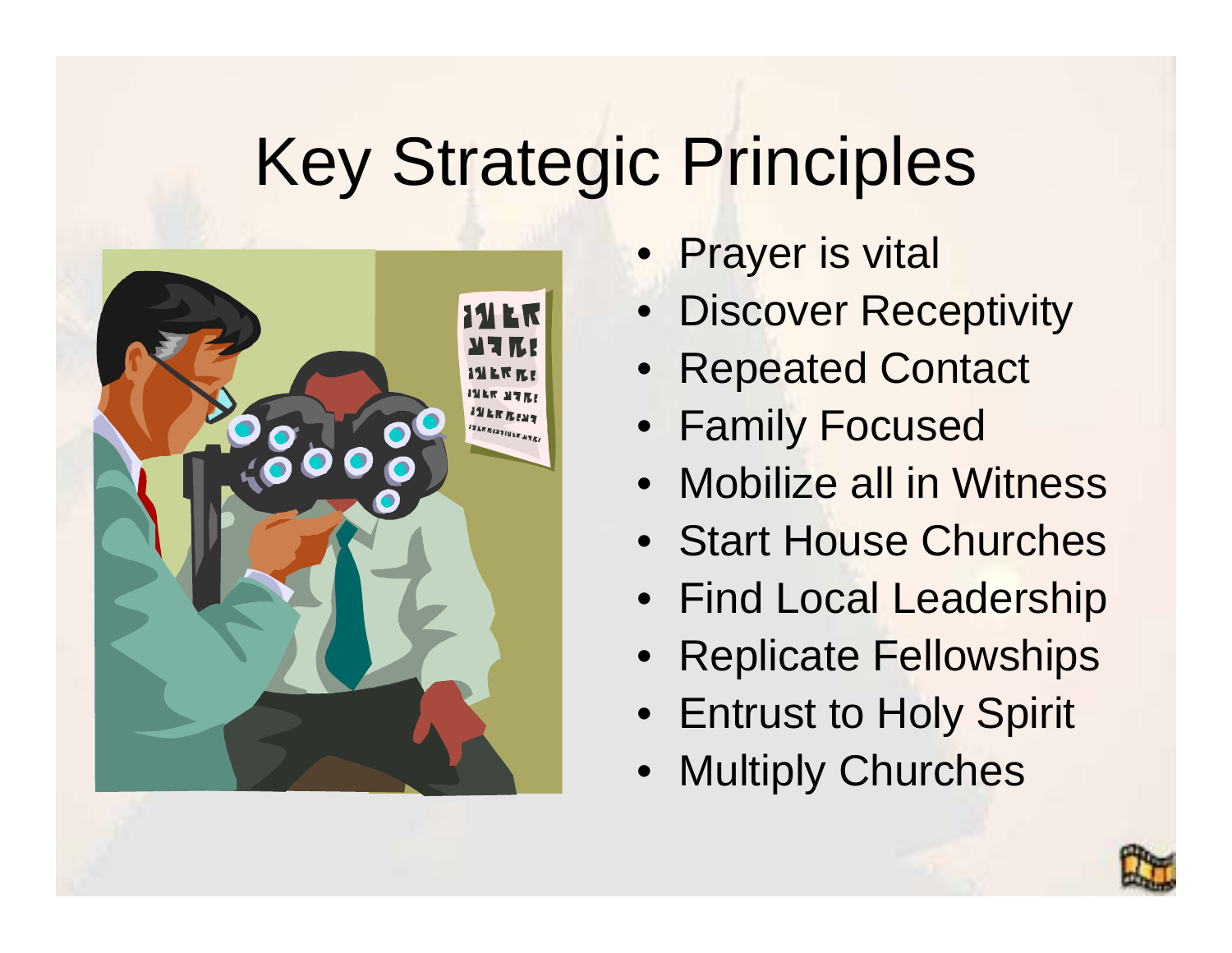# Key Strategic Principles

- Prayer is vital
- Discover Receptivity
- Repeated Contact
- Family Focused
- Mobilize all in Witness
- Start House Churches
- Find Local Leadership
- Replicate Fellowships
- Entrust to Holy Spirit
- Multiply Churches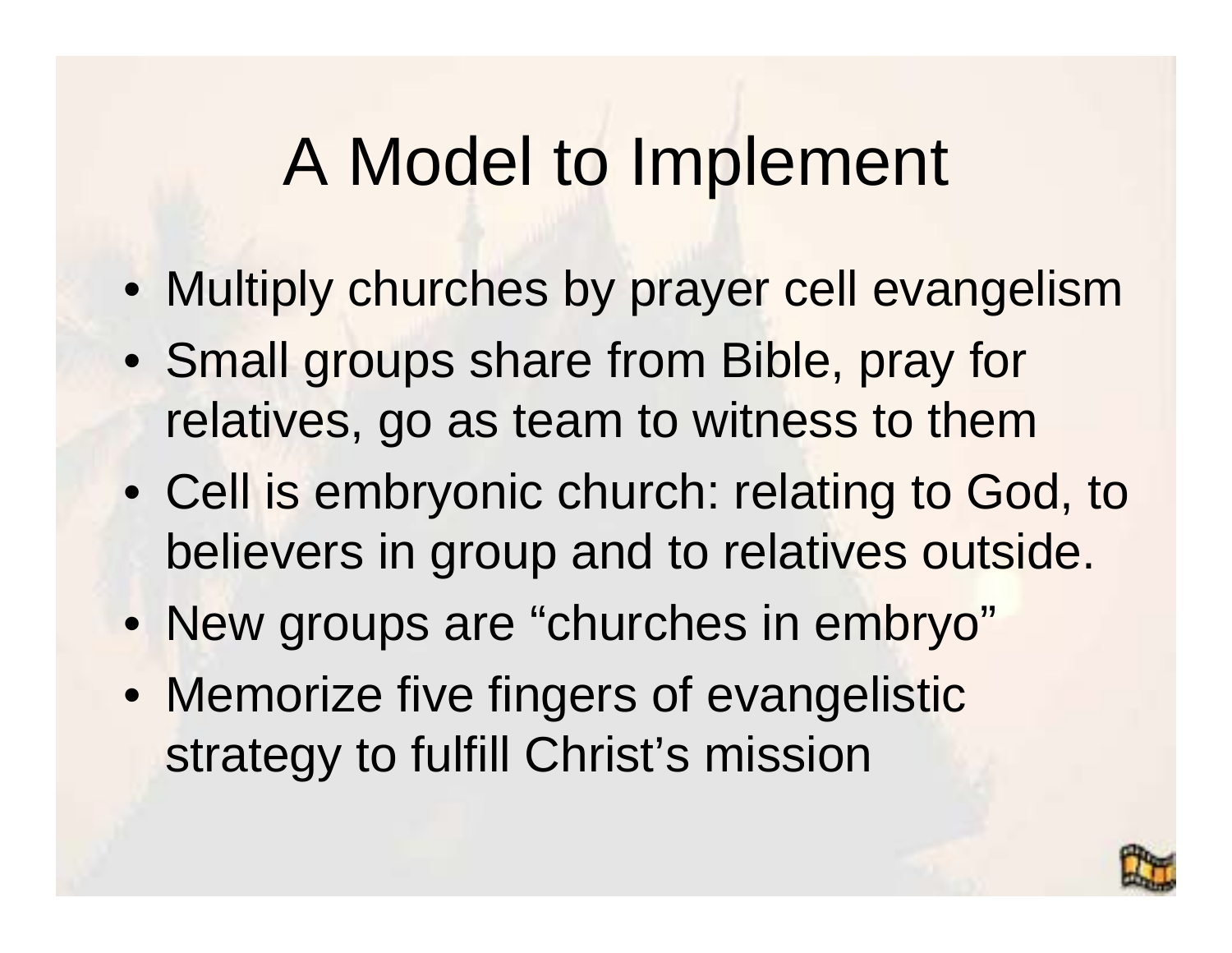# A Model to Implement

- Multiply churches by prayer cell evangelism
- Small groups share from Bible, pray for relatives, go as team to witness to them
- Cell is embryonic church: relating to God, to believers in group and to relatives outside.
- New groups are "churches in embryo"
- Memorize five fingers of evangelistic strategy to fulfill Christ's mission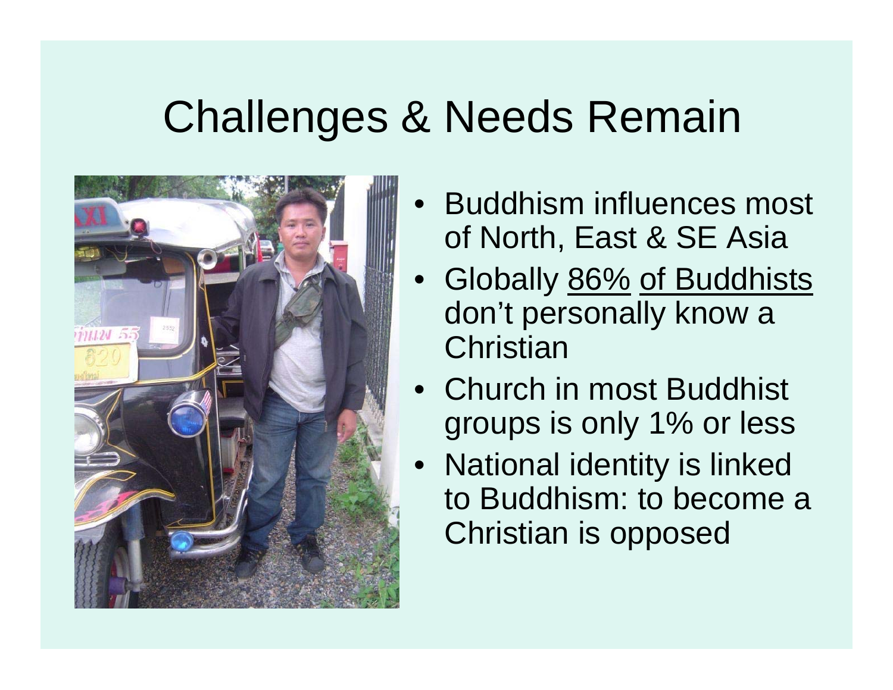# Challenges & Needs Remain

- Buddhism influences most of North, East & SE Asia
- Globally 86% of Buddhists don't personally know a Christian
- Church in most Buddhist groups is only 1% or less
- National identity is linked to Buddhism: to become a Christian is opposed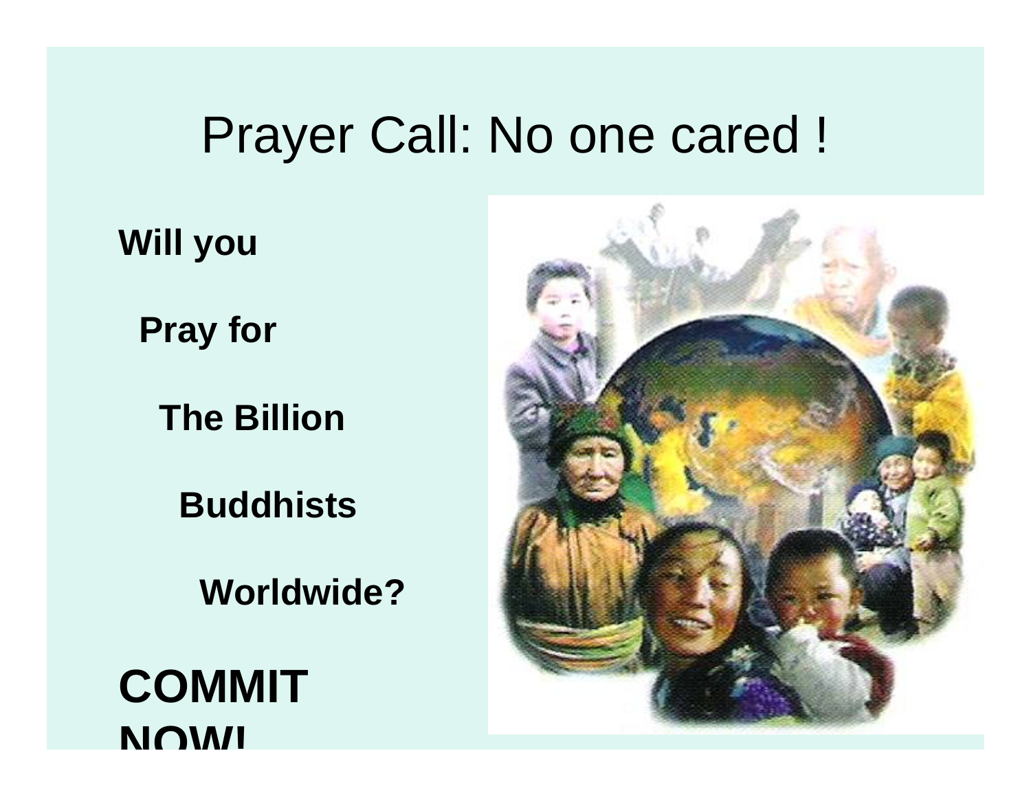# Prayer Call: No one cared !

**Will you**

**Pray for**

**The Billion**

**Buddhists**

**Worldwide?**

**COMMIT NOW!**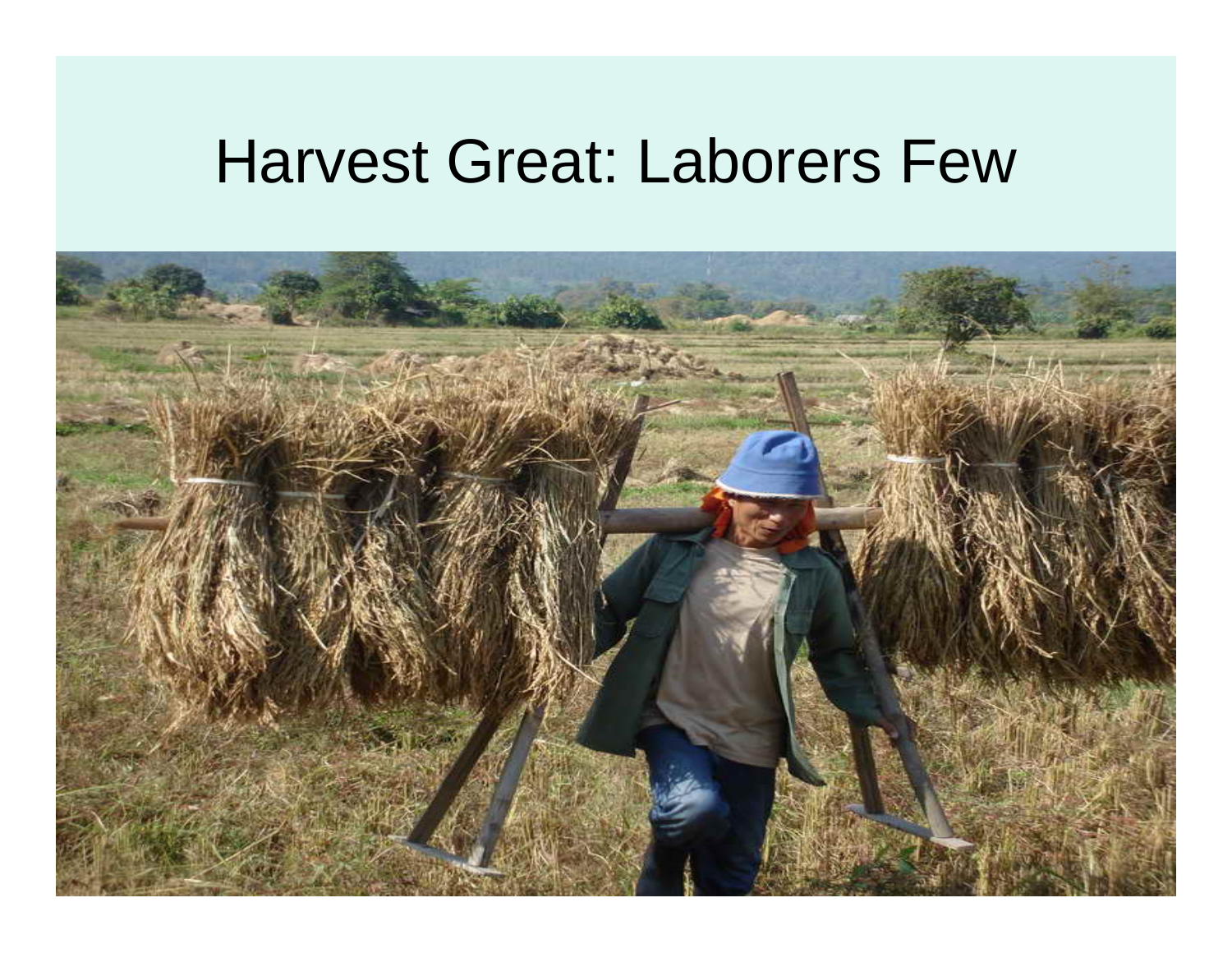# Harvest Great: Laborers Few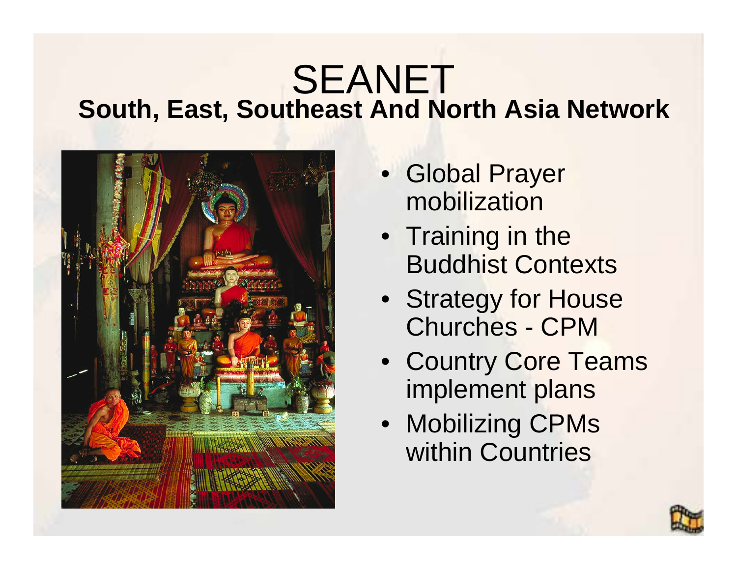# SEANET

## South, East, Southeast And North Asia Network

- Global Prayer mobilization
- Training in the Buddhist Contexts
- Strategy for House Churches - CPM
- Country Core Teams implement plans
- Mobilizing CPMs within Countries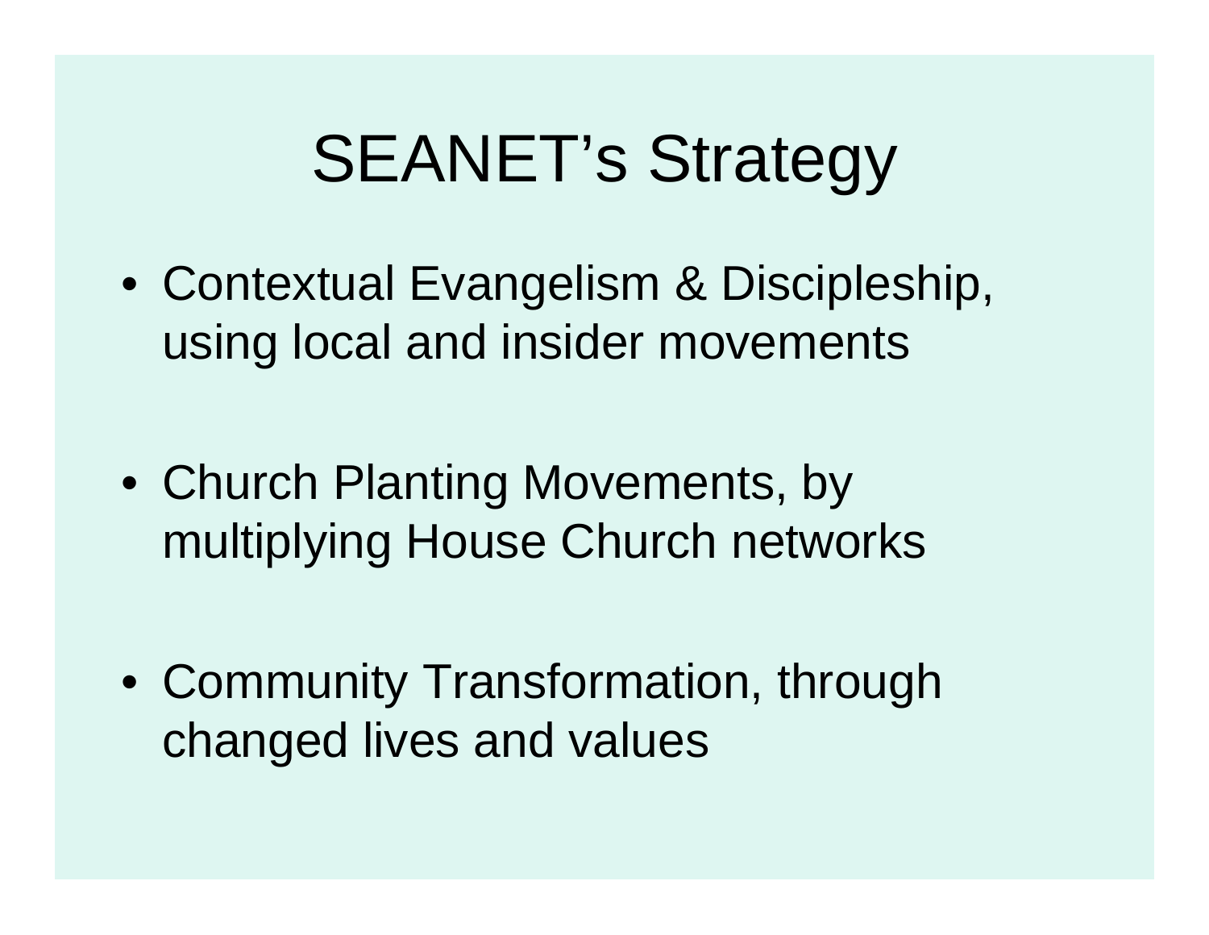# SEANET's Strategy

- Contextual Evangelism & Discipleship, using local and insider movements
- Church Planting Movements, by multiplying House Church networks
- Community Transformation, through changed lives and values